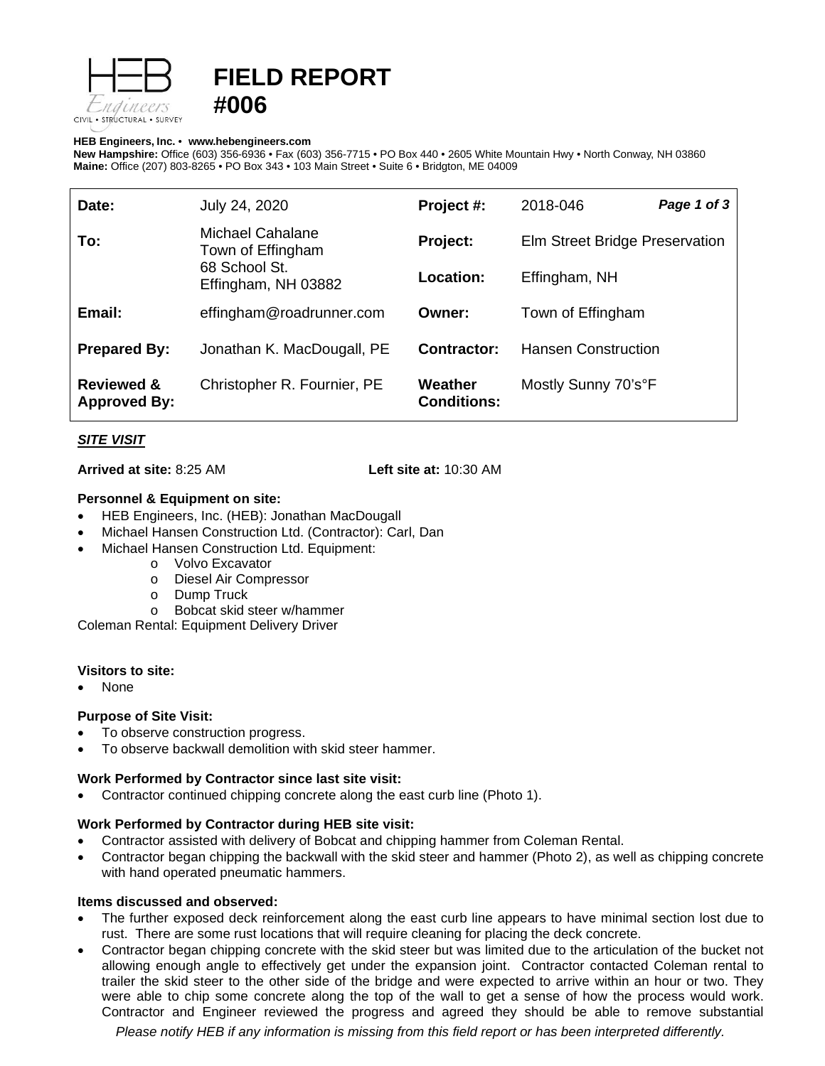# FIELD REPORT #006

**HEB Engineers, Inc.** • **www.hebengineers.com**
**New Hampshire:** Office (603) 356-6936 • Fax (603) 356-7715 • PO Box 440 • 2605 White Mountain Hwy • North Conway, NH 03860
**Maine:** Office (207) 803-8265 • PO Box 343 • 103 Main Street • Suite 6 • Bridgton, ME 04009

| | | | |
|---|---|---|---|
| **Date:** | July 24, 2020 | **Project #:** | 2018-046 |
| **To:** | Michael Cahalane<br>Town of Effingham<br>68 School St.<br>Effingham, NH 03882 | **Project:** | Elm Street Bridge Preservation |
| | | **Location:** | Effingham, NH |
| **Email:** | effingham@roadrunner.com | **Owner:** | Town of Effingham |
| **Prepared By:** | Jonathan K. MacDougall, PE | **Contractor:** | Hansen Construction |
| **Reviewed & Approved By:** | Christopher R. Fournier, PE | **Weather Conditions:** | Mostly Sunny 70's°F |

***SITE VISIT***

**Arrived at site:** 8:25 AM **Left site at:** 10:30 AM

**Personnel & Equipment on site:**

- HEB Engineers, Inc. (HEB): Jonathan MacDougall
- Michael Hansen Construction Ltd. (Contractor): Carl, Dan
- Michael Hansen Construction Ltd. Equipment:
  - Volvo Excavator
  - Diesel Air Compressor
  - Dump Truck
  - Bobcat skid steer w/hammer

Coleman Rental: Equipment Delivery Driver

**Visitors to site:**

- None

**Purpose of Site Visit:**

- To observe construction progress.
- To observe backwall demolition with skid steer hammer.

**Work Performed by Contractor since last site visit:**

- Contractor continued chipping concrete along the east curb line (Photo 1).

**Work Performed by Contractor during HEB site visit:**

- Contractor assisted with delivery of Bobcat and chipping hammer from Coleman Rental.
- Contractor began chipping the backwall with the skid steer and hammer (Photo 2), as well as chipping concrete with hand operated pneumatic hammers.

**Items discussed and observed:**

- The further exposed deck reinforcement along the east curb line appears to have minimal section lost due to rust. There are some rust locations that will require cleaning for placing the deck concrete.
- Contractor began chipping concrete with the skid steer but was limited due to the articulation of the bucket not allowing enough angle to effectively get under the expansion joint. Contractor contacted Coleman rental to trailer the skid steer to the other side of the bridge and were expected to arrive within an hour or two. They were able to chip some concrete along the top of the wall to get a sense of how the process would work. Contractor and Engineer reviewed the progress and agreed they should be able to remove substantial

*Please notify HEB if any information is missing from this field report or has been interpreted differently.*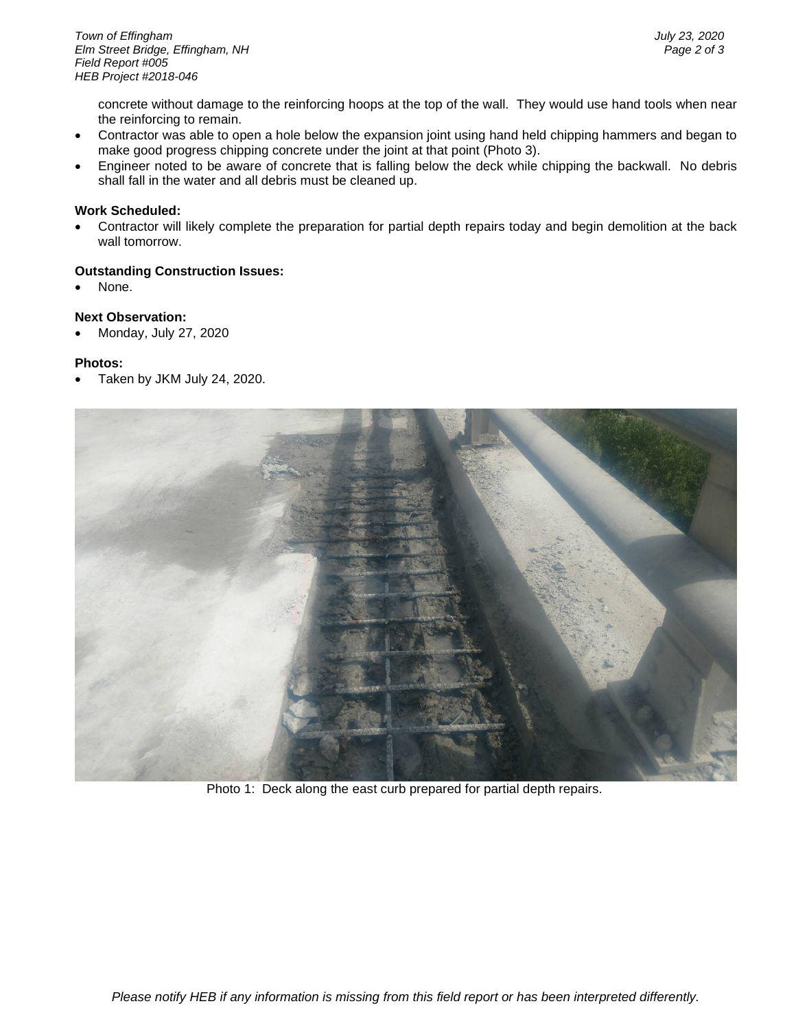concrete without damage to the reinforcing hoops at the top of the wall. They would use hand tools when near the reinforcing to remain.

- Contractor was able to open a hole below the expansion joint using hand held chipping hammers and began to make good progress chipping concrete under the joint at that point (Photo 3).
- Engineer noted to be aware of concrete that is falling below the deck while chipping the backwall. No debris shall fall in the water and all debris must be cleaned up.

**Work Scheduled:**

- Contractor will likely complete the preparation for partial depth repairs today and begin demolition at the back wall tomorrow.

**Outstanding Construction Issues:**

- None.

**Next Observation:**

- Monday, July 27, 2020

**Photos:**

- Taken by JKM July 24, 2020.

Photo 1: Deck along the east curb prepared for partial depth repairs.

*Please notify HEB if any information is missing from this field report or has been interpreted differently.*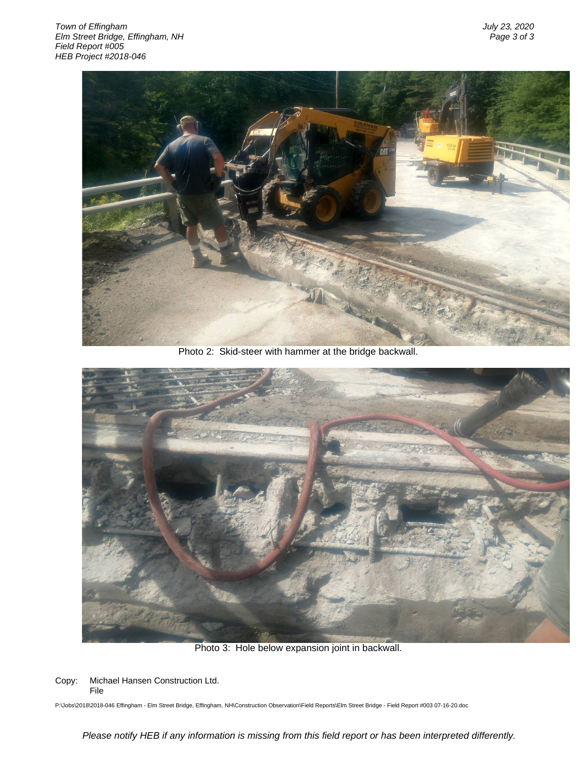Photo 2: Skid-steer with hammer at the bridge backwall.

Photo 3: Hole below expansion joint in backwall.

Copy: Michael Hansen Construction Ltd.
File

P:\Jobs\2018\2018-046 Effingham - Elm Street Bridge, Effingham, NH\Construction Observation\Field Reports\Elm Street Bridge - Field Report #003 07-16-20.doc

*Please notify HEB if any information is missing from this field report or has been interpreted differently.*